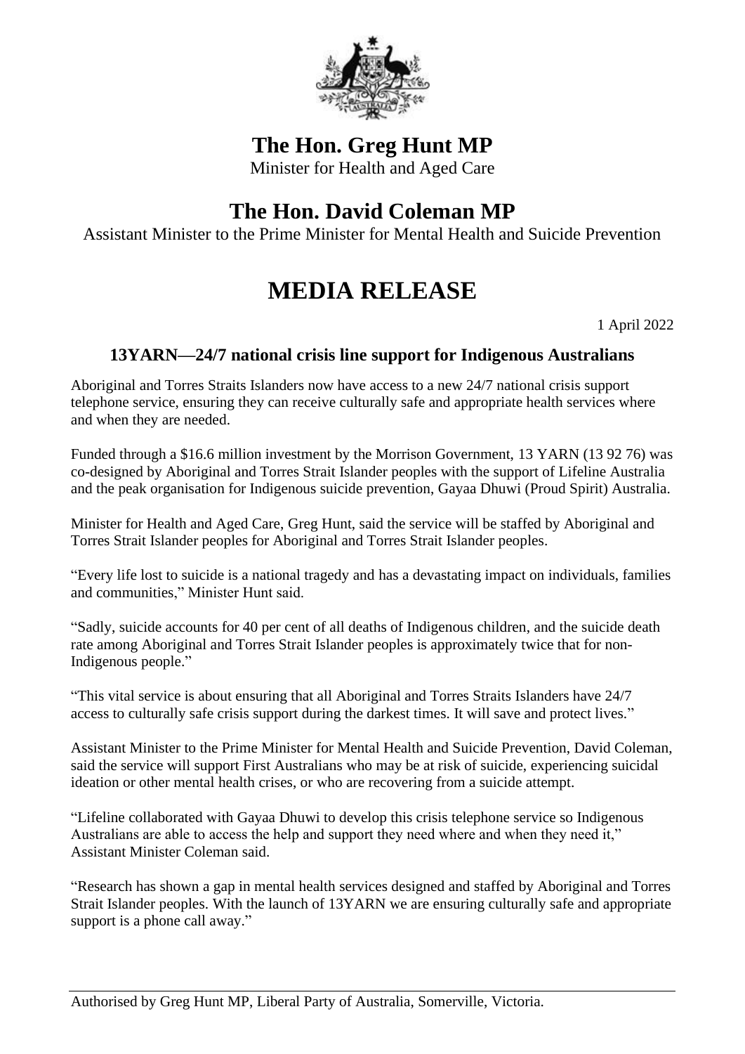# The Hon. Greg Hunt MP

Minister for Health and Aged Care

# The Hon. David Coleman MP

Assistant Minister to the Prime Minister for Mental Health and Suicide Prevention

# MEDIA RELEASE

1 April 2022

## 13YARN—24/7 national crisis line support for Indigenous Australians

Aboriginal and Torres Straits Islanders now have access to a new 24/7 national crisis support telephone service, ensuring they can receive culturally safe and appropriate health services where and when they are needed.

Funded through a $16.6 million investment by the Morrison Government, 13 YARN (13 92 76) was co-designed by Aboriginal and Torres Strait Islander peoples with the support of Lifeline Australia and the peak organisation for Indigenous suicide prevention, Gayaa Dhuwi (Proud Spirit) Australia.

Minister for Health and Aged Care, Greg Hunt, said the service will be staffed by Aboriginal and Torres Strait Islander peoples for Aboriginal and Torres Strait Islander peoples.

"Every life lost to suicide is a national tragedy and has a devastating impact on individuals, families and communities," Minister Hunt said.

"Sadly, suicide accounts for 40 per cent of all deaths of Indigenous children, and the suicide death rate among Aboriginal and Torres Strait Islander peoples is approximately twice that for non-Indigenous people."

"This vital service is about ensuring that all Aboriginal and Torres Straits Islanders have 24/7 access to culturally safe crisis support during the darkest times. It will save and protect lives."

Assistant Minister to the Prime Minister for Mental Health and Suicide Prevention, David Coleman, said the service will support First Australians who may be at risk of suicide, experiencing suicidal ideation or other mental health crises, or who are recovering from a suicide attempt.

"Lifeline collaborated with Gayaa Dhuwi to develop this crisis telephone service so Indigenous Australians are able to access the help and support they need where and when they need it," Assistant Minister Coleman said.

"Research has shown a gap in mental health services designed and staffed by Aboriginal and Torres Strait Islander peoples. With the launch of 13YARN we are ensuring culturally safe and appropriate support is a phone call away."

Authorised by Greg Hunt MP, Liberal Party of Australia, Somerville, Victoria.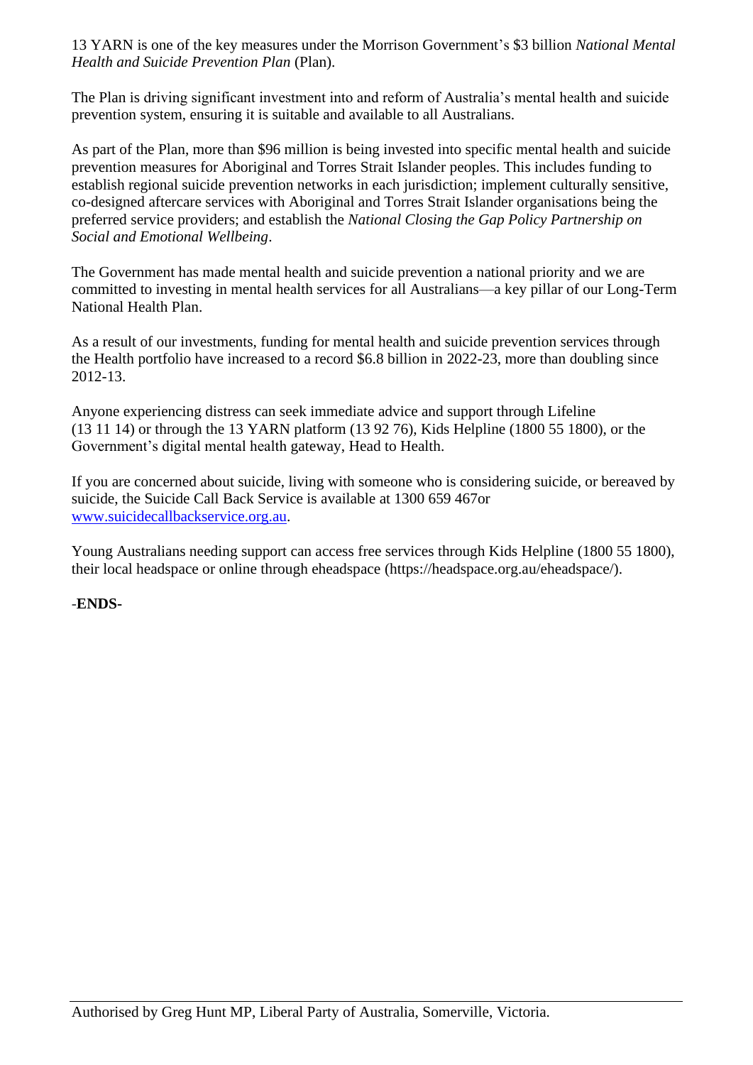13 YARN is one of the key measures under the Morrison Government's $3 billion *National Mental Health and Suicide Prevention Plan* (Plan).

The Plan is driving significant investment into and reform of Australia's mental health and suicide prevention system, ensuring it is suitable and available to all Australians.

As part of the Plan, more than $96 million is being invested into specific mental health and suicide prevention measures for Aboriginal and Torres Strait Islander peoples. This includes funding to establish regional suicide prevention networks in each jurisdiction; implement culturally sensitive, co-designed aftercare services with Aboriginal and Torres Strait Islander organisations being the preferred service providers; and establish the *National Closing the Gap Policy Partnership on Social and Emotional Wellbeing*.

The Government has made mental health and suicide prevention a national priority and we are committed to investing in mental health services for all Australians—a key pillar of our Long-Term National Health Plan.

As a result of our investments, funding for mental health and suicide prevention services through the Health portfolio have increased to a record $6.8 billion in 2022-23, more than doubling since 2012-13.

Anyone experiencing distress can seek immediate advice and support through Lifeline (13 11 14) or through the 13 YARN platform (13 92 76), Kids Helpline (1800 55 1800), or the Government's digital mental health gateway, Head to Health.

If you are concerned about suicide, living with someone who is considering suicide, or bereaved by suicide, the Suicide Call Back Service is available at 1300 659 467or [www.suicidecallbackservice.org.au](www.suicidecallbackservice.org.au).

Young Australians needing support can access free services through Kids Helpline (1800 55 1800), their local headspace or online through eheadspace (https://headspace.org.au/eheadspace/).

-**ENDS**-

Authorised by Greg Hunt MP, Liberal Party of Australia, Somerville, Victoria.